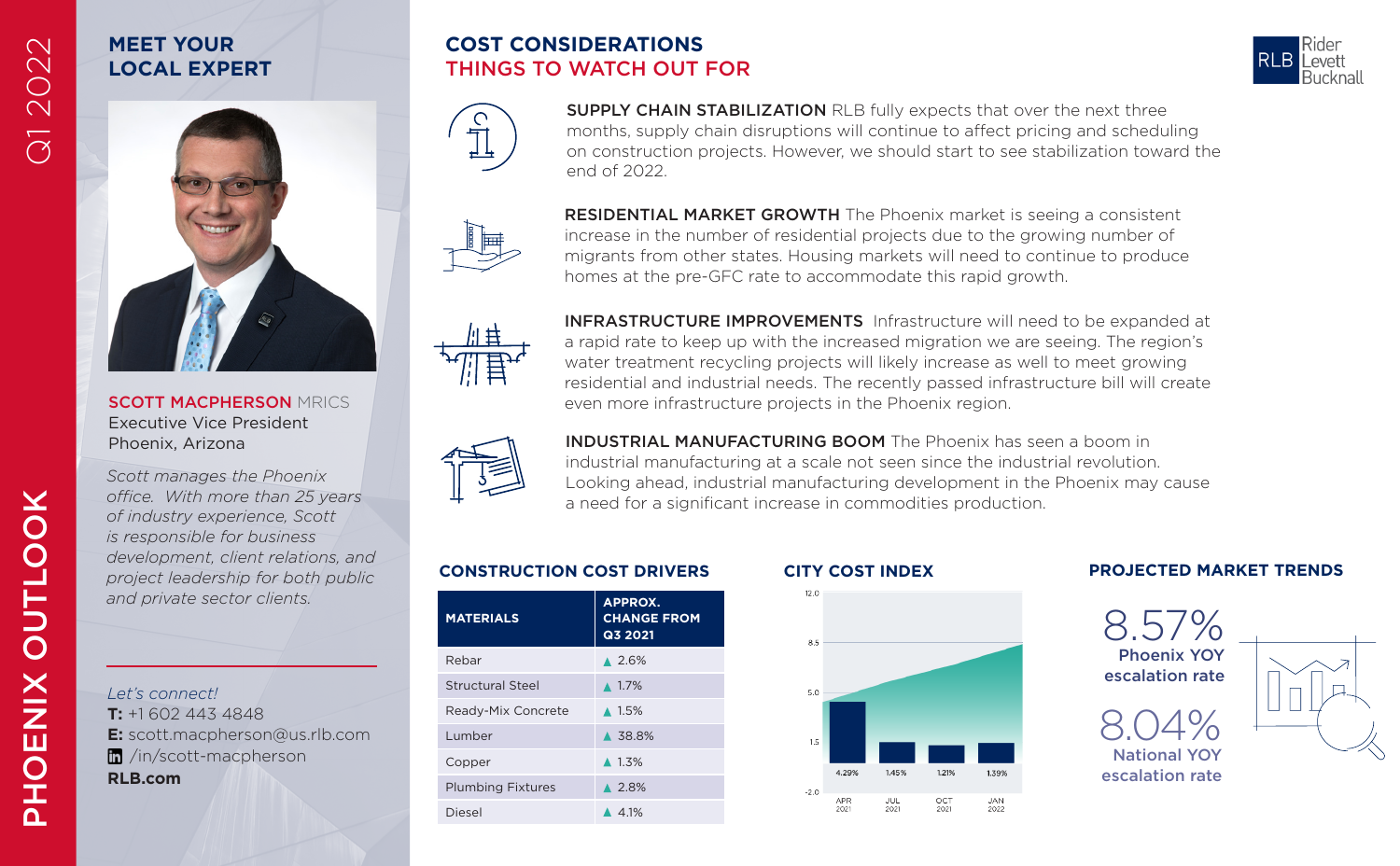# PHOENIX OUTLOOK

Q1 2022

## MEET YOUR LOCAL EXPERT

**SCOTT MACPHERSON** MRICS
Executive Vice President
Phoenix, Arizona

*Scott manages the Phoenix office. With more than 25 years of industry experience, Scott is responsible for business development, client relations, and project leadership for both public and private sector clients.*

*Let's connect!*
**T:** +1 602 443 4848
**E:** scott.macpherson@us.rlb.com
/in/scott-macpherson
**RLB.com**

## COST CONSIDERATIONS
## THINGS TO WATCH OUT FOR

**SUPPLY CHAIN STABILIZATION** RLB fully expects that over the next three months, supply chain disruptions will continue to affect pricing and scheduling on construction projects. However, we should start to see stabilization toward the end of 2022.

**RESIDENTIAL MARKET GROWTH** The Phoenix market is seeing a consistent increase in the number of residential projects due to the growing number of migrants from other states. Housing markets will need to continue to produce homes at the pre-GFC rate to accommodate this rapid growth.

**INFRASTRUCTURE IMPROVEMENTS** Infrastructure will need to be expanded at a rapid rate to keep up with the increased migration we are seeing. The region's water treatment recycling projects will likely increase as well to meet growing residential and industrial needs. The recently passed infrastructure bill will create even more infrastructure projects in the Phoenix region.

**INDUSTRIAL MANUFACTURING BOOM** The Phoenix has seen a boom in industrial manufacturing at a scale not seen since the industrial revolution. Looking ahead, industrial manufacturing development in the Phoenix may cause a need for a significant increase in commodities production.

## CONSTRUCTION COST DRIVERS

| MATERIALS | APPROX. CHANGE FROM Q3 2021 |
|---|---|
| Rebar | ▲ 2.6% |
| Structural Steel | ▲ 1.7% |
| Ready-Mix Concrete | ▲ 1.5% |
| Lumber | ▲ 38.8% |
| Copper | ▲ 1.3% |
| Plumbing Fixtures | ▲ 2.8% |
| Diesel | ▲ 4.1% |

## CITY COST INDEX

| | APR 2021 | JUL 2021 | OCT 2021 | JAN 2022 |
|---|---|---|---|---|
| Change | 4.29% | 1.45% | 1.21% | 1.39% |

## PROJECTED MARKET TRENDS

8.57%
Phoenix YOY escalation rate

8.04%
National YOY escalation rate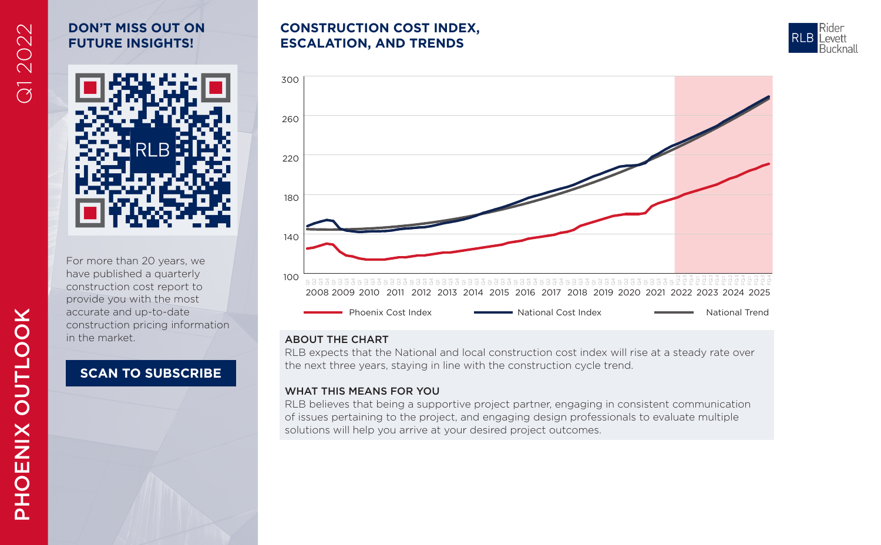Q1 2022

PHOENIX OUTLOOK

## DON'T MISS OUT ON FUTURE INSIGHTS!

RLB

For more than 20 years, we have published a quarterly construction cost report to provide you with the most accurate and up-to-date construction pricing information in the market.

**SCAN TO SUBSCRIBE**

## CONSTRUCTION COST INDEX, ESCALATION, AND TRENDS

RLB Rider Levett Bucknall

300
260
220
180
140
100

2008 2009 2010 2011 2012 2013 2014 2015 2016 2017 2018 2019 2020 2021 2022 2023 2024 2025

Phoenix Cost Index
National Cost Index
National Trend

### ABOUT THE CHART

RLB expects that the National and local construction cost index will rise at a steady rate over the next three years, staying in line with the construction cycle trend.

### WHAT THIS MEANS FOR YOU

RLB believes that being a supportive project partner, engaging in consistent communication of issues pertaining to the project, and engaging design professionals to evaluate multiple solutions will help you arrive at your desired project outcomes.